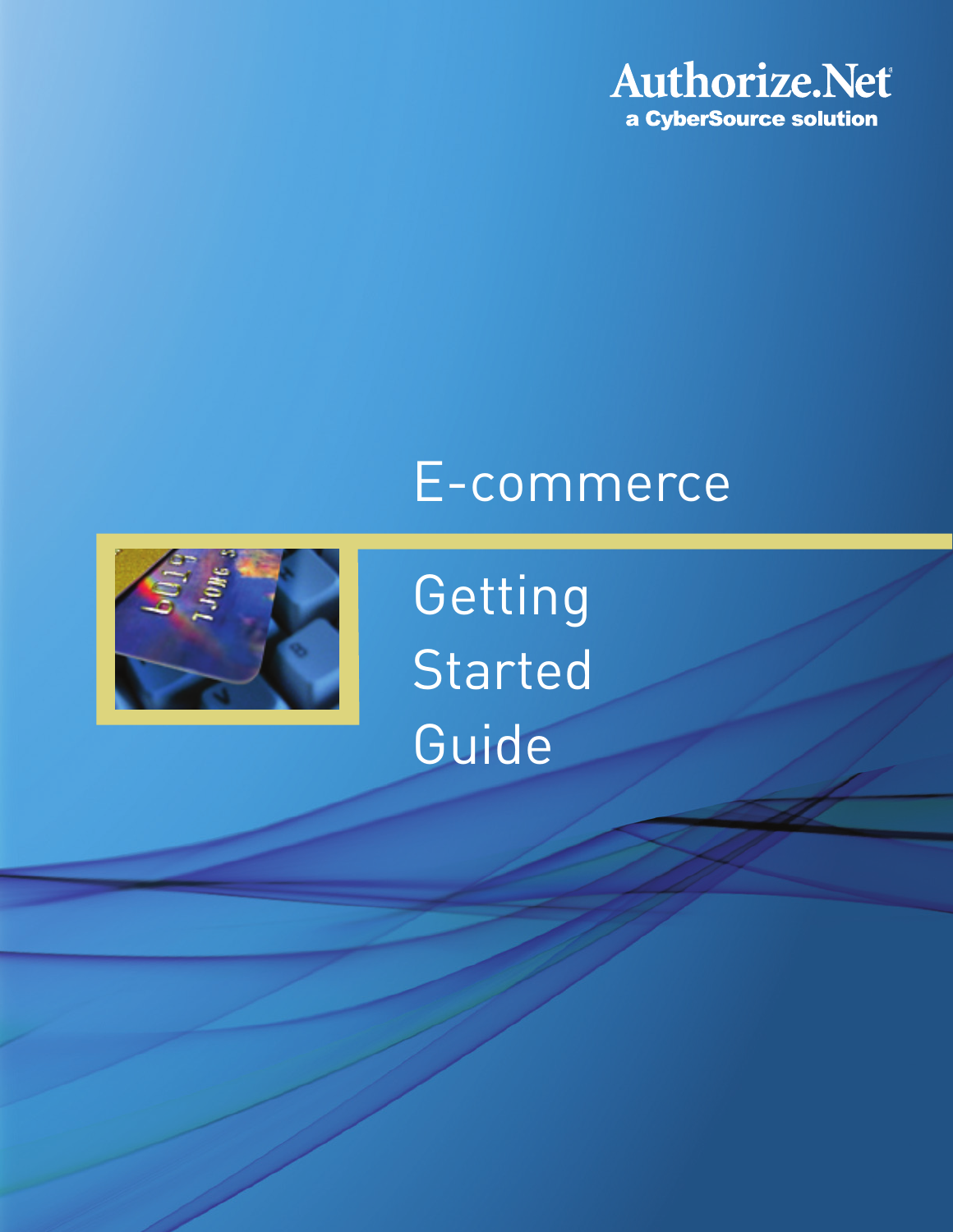Authorize.Net

a CyberSource solution

# E-commerce

# Getting Started Guide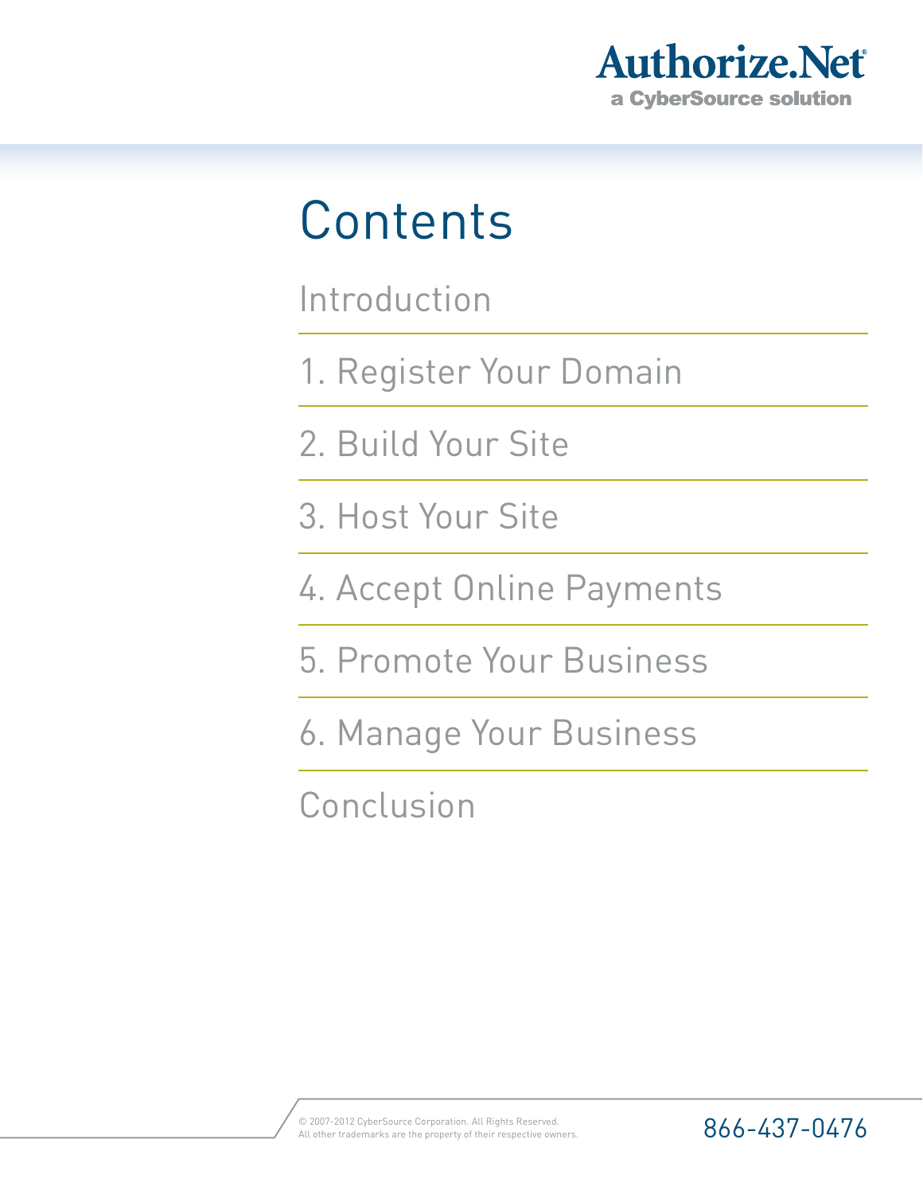# Contents

Introduction

1. Register Your Domain

2. Build Your Site

3. Host Your Site

4. Accept Online Payments

5. Promote Your Business

6. Manage Your Business

Conclusion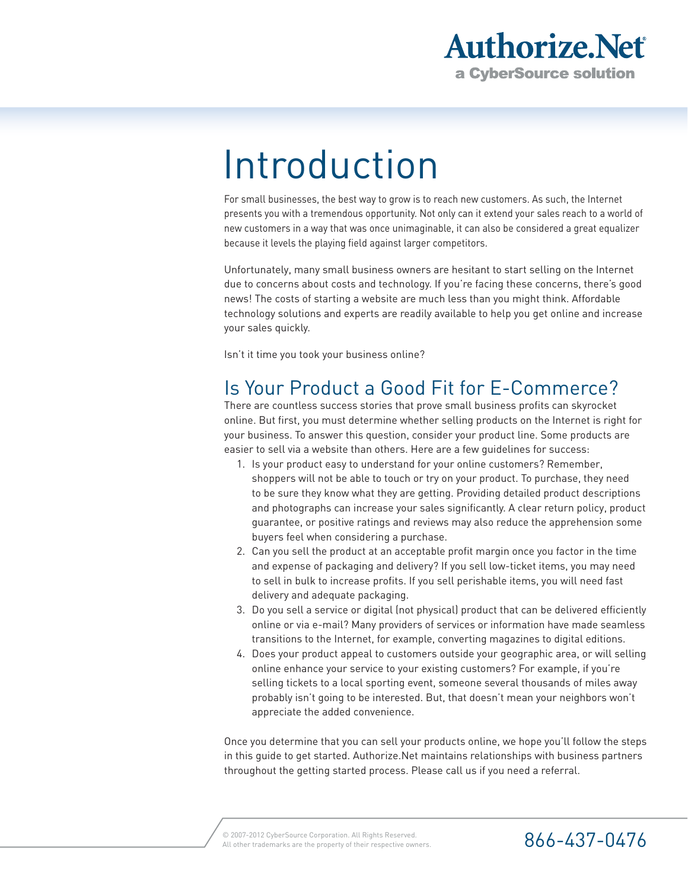# Introduction

For small businesses, the best way to grow is to reach new customers. As such, the Internet presents you with a tremendous opportunity. Not only can it extend your sales reach to a world of new customers in a way that was once unimaginable, it can also be considered a great equalizer because it levels the playing field against larger competitors.

Unfortunately, many small business owners are hesitant to start selling on the Internet due to concerns about costs and technology. If you're facing these concerns, there's good news! The costs of starting a website are much less than you might think. Affordable technology solutions and experts are readily available to help you get online and increase your sales quickly.

Isn't it time you took your business online?

## Is Your Product a Good Fit for E-Commerce?

There are countless success stories that prove small business profits can skyrocket online. But first, you must determine whether selling products on the Internet is right for your business. To answer this question, consider your product line. Some products are easier to sell via a website than others. Here are a few guidelines for success:

1. Is your product easy to understand for your online customers? Remember, shoppers will not be able to touch or try on your product. To purchase, they need to be sure they know what they are getting. Providing detailed product descriptions and photographs can increase your sales significantly. A clear return policy, product guarantee, or positive ratings and reviews may also reduce the apprehension some buyers feel when considering a purchase.
2. Can you sell the product at an acceptable profit margin once you factor in the time and expense of packaging and delivery? If you sell low-ticket items, you may need to sell in bulk to increase profits. If you sell perishable items, you will need fast delivery and adequate packaging.
3. Do you sell a service or digital (not physical) product that can be delivered efficiently online or via e-mail? Many providers of services or information have made seamless transitions to the Internet, for example, converting magazines to digital editions.
4. Does your product appeal to customers outside your geographic area, or will selling online enhance your service to your existing customers? For example, if you're selling tickets to a local sporting event, someone several thousands of miles away probably isn't going to be interested. But, that doesn't mean your neighbors won't appreciate the added convenience.

Once you determine that you can sell your products online, we hope you'll follow the steps in this guide to get started. Authorize.Net maintains relationships with business partners throughout the getting started process. Please call us if you need a referral.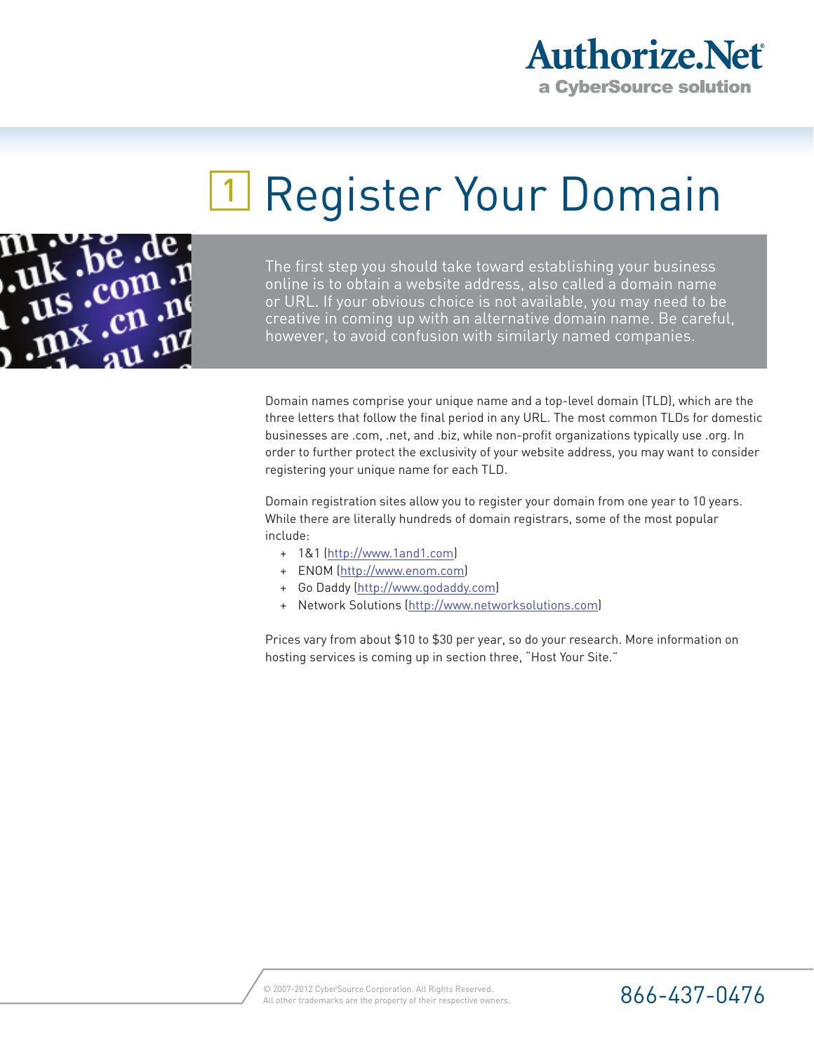# 1 Register Your Domain

The first step you should take toward establishing your business online is to obtain a website address, also called a domain name or URL. If your obvious choice is not available, you may need to be creative in coming up with an alternative domain name. Be careful, however, to avoid confusion with similarly named companies.

Domain names comprise your unique name and a top-level domain (TLD), which are the three letters that follow the final period in any URL. The most common TLDs for domestic businesses are .com, .net, and .biz, while non-profit organizations typically use .org. In order to further protect the exclusivity of your website address, you may want to consider registering your unique name for each TLD.

Domain registration sites allow you to register your domain from one year to 10 years. While there are literally hundreds of domain registrars, some of the most popular include:

- 1&1 (http://www.1and1.com)
- ENOM (http://www.enom.com)
- Go Daddy (http://www.godaddy.com)
- Network Solutions (http://www.networksolutions.com)

Prices vary from about $10 to $30 per year, so do your research. More information on hosting services is coming up in section three, "Host Your Site."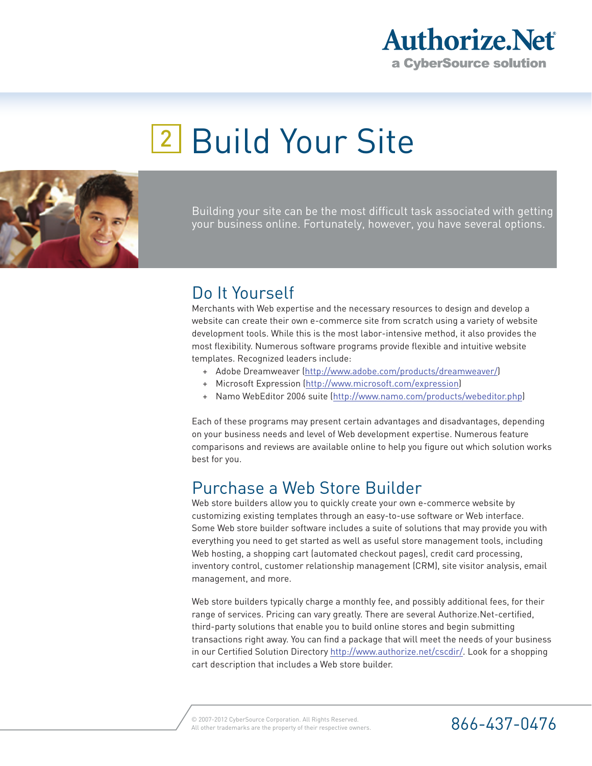# 2 Build Your Site

Building your site can be the most difficult task associated with getting your business online. Fortunately, however, you have several options.

## Do It Yourself

Merchants with Web expertise and the necessary resources to design and develop a website can create their own e-commerce site from scratch using a variety of website development tools. While this is the most labor-intensive method, it also provides the most flexibility. Numerous software programs provide flexible and intuitive website templates. Recognized leaders include:

- Adobe Dreamweaver (http://www.adobe.com/products/dreamweaver/)
- Microsoft Expression (http://www.microsoft.com/expression)
- Namo WebEditor 2006 suite (http://www.namo.com/products/webeditor.php)

Each of these programs may present certain advantages and disadvantages, depending on your business needs and level of Web development expertise. Numerous feature comparisons and reviews are available online to help you figure out which solution works best for you.

## Purchase a Web Store Builder

Web store builders allow you to quickly create your own e-commerce website by customizing existing templates through an easy-to-use software or Web interface. Some Web store builder software includes a suite of solutions that may provide you with everything you need to get started as well as useful store management tools, including Web hosting, a shopping cart (automated checkout pages), credit card processing, inventory control, customer relationship management (CRM), site visitor analysis, email management, and more.

Web store builders typically charge a monthly fee, and possibly additional fees, for their range of services. Pricing can vary greatly. There are several Authorize.Net-certified, third-party solutions that enable you to build online stores and begin submitting transactions right away. You can find a package that will meet the needs of your business in our Certified Solution Directory http://www.authorize.net/cscdir/. Look for a shopping cart description that includes a Web store builder.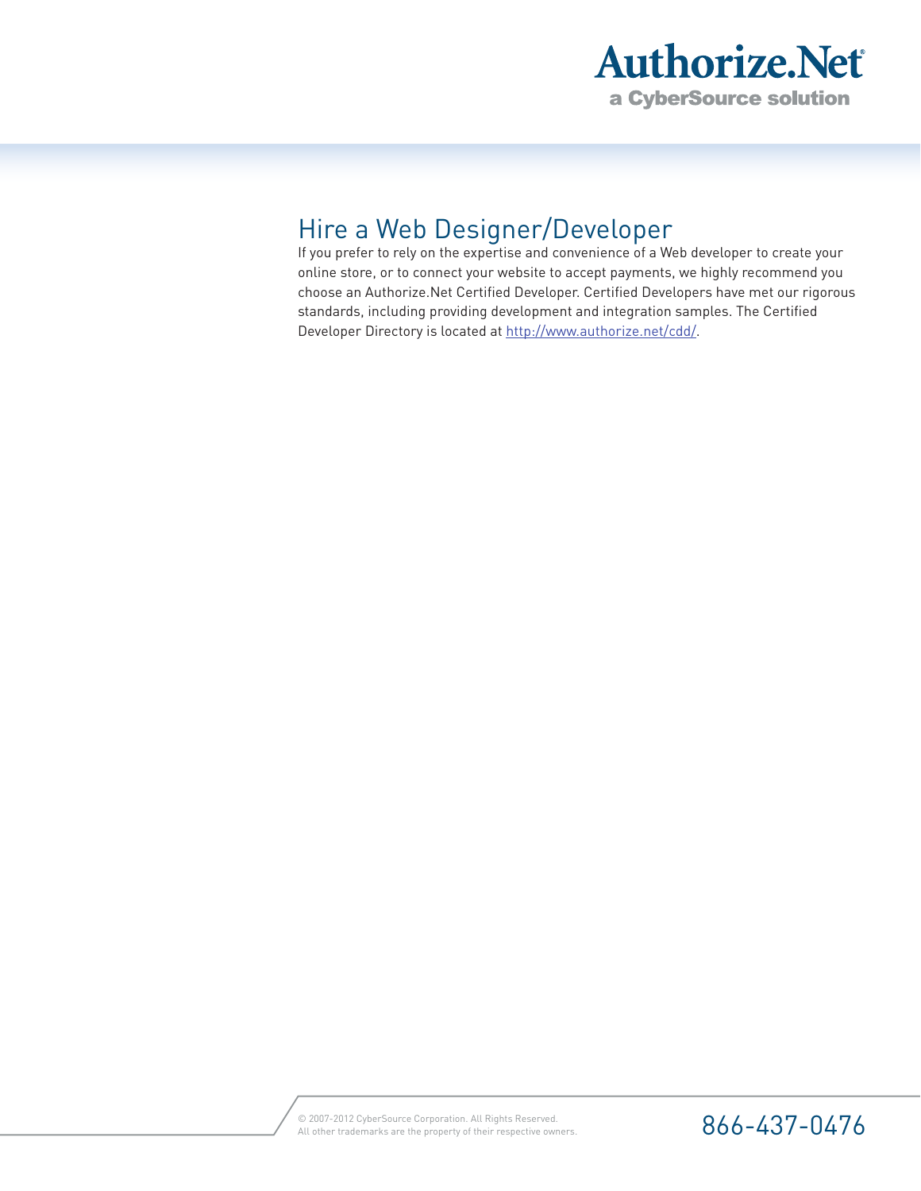## Hire a Web Designer/Developer

If you prefer to rely on the expertise and convenience of a Web developer to create your online store, or to connect your website to accept payments, we highly recommend you choose an Authorize.Net Certified Developer. Certified Developers have met our rigorous standards, including providing development and integration samples. The Certified Developer Directory is located at http://www.authorize.net/cdd/.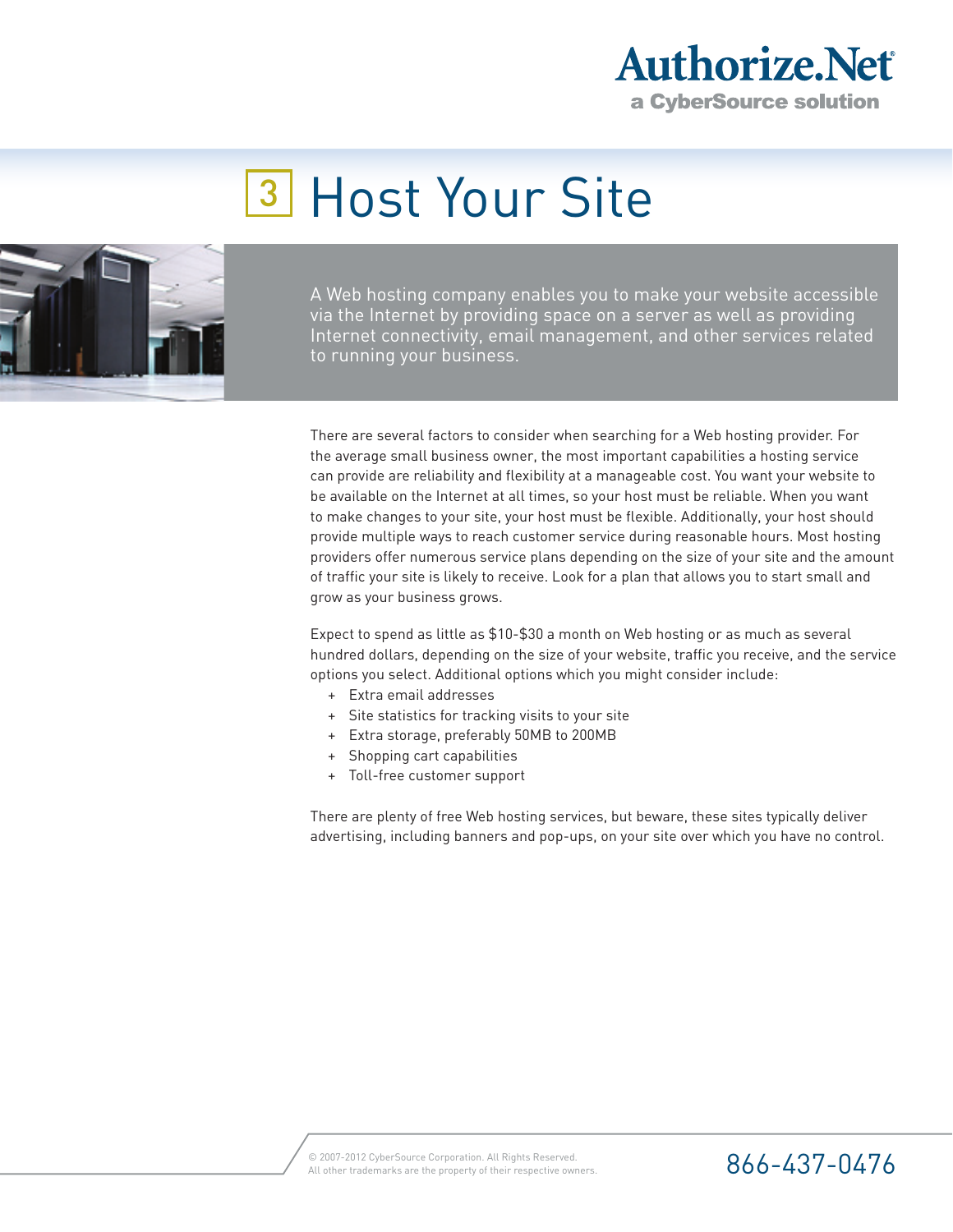# 3 Host Your Site

A Web hosting company enables you to make your website accessible via the Internet by providing space on a server as well as providing Internet connectivity, email management, and other services related to running your business.

There are several factors to consider when searching for a Web hosting provider. For the average small business owner, the most important capabilities a hosting service can provide are reliability and flexibility at a manageable cost. You want your website to be available on the Internet at all times, so your host must be reliable. When you want to make changes to your site, your host must be flexible. Additionally, your host should provide multiple ways to reach customer service during reasonable hours. Most hosting providers offer numerous service plans depending on the size of your site and the amount of traffic your site is likely to receive. Look for a plan that allows you to start small and grow as your business grows.

Expect to spend as little as $10-$30 a month on Web hosting or as much as several hundred dollars, depending on the size of your website, traffic you receive, and the service options you select. Additional options which you might consider include:

+ Extra email addresses
+ Site statistics for tracking visits to your site
+ Extra storage, preferably 50MB to 200MB
+ Shopping cart capabilities
+ Toll-free customer support

There are plenty of free Web hosting services, but beware, these sites typically deliver advertising, including banners and pop-ups, on your site over which you have no control.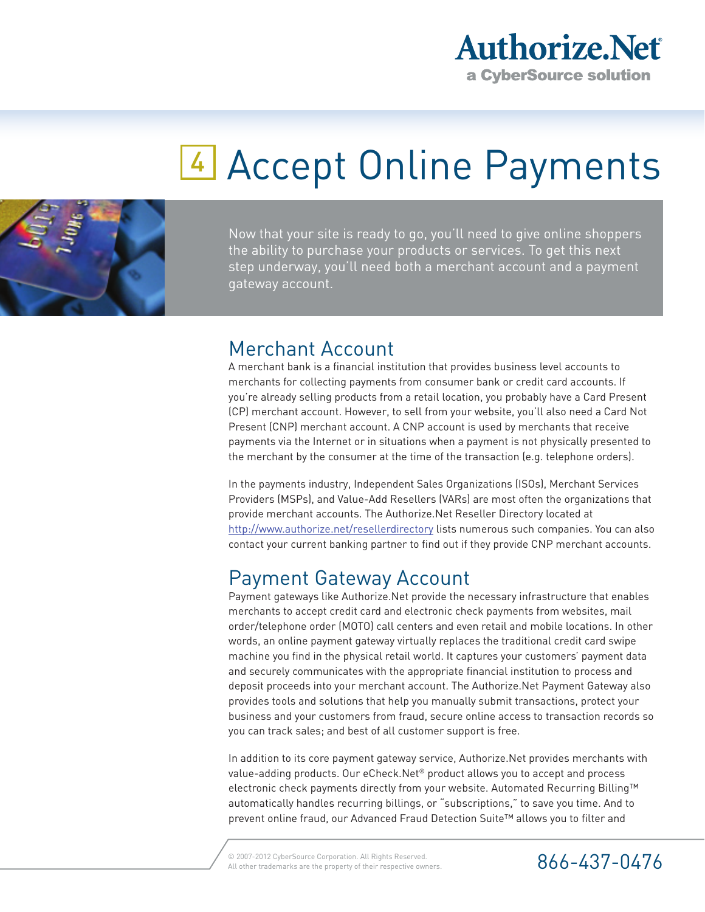# 4 Accept Online Payments

Now that your site is ready to go, you'll need to give online shoppers the ability to purchase your products or services. To get this next step underway, you'll need both a merchant account and a payment gateway account.

## Merchant Account

A merchant bank is a financial institution that provides business level accounts to merchants for collecting payments from consumer bank or credit card accounts. If you're already selling products from a retail location, you probably have a Card Present (CP) merchant account. However, to sell from your website, you'll also need a Card Not Present (CNP) merchant account. A CNP account is used by merchants that receive payments via the Internet or in situations when a payment is not physically presented to the merchant by the consumer at the time of the transaction (e.g. telephone orders).

In the payments industry, Independent Sales Organizations (ISOs), Merchant Services Providers (MSPs), and Value-Add Resellers (VARs) are most often the organizations that provide merchant accounts. The Authorize.Net Reseller Directory located at http://www.authorize.net/resellerdirectory lists numerous such companies. You can also contact your current banking partner to find out if they provide CNP merchant accounts.

## Payment Gateway Account

Payment gateways like Authorize.Net provide the necessary infrastructure that enables merchants to accept credit card and electronic check payments from websites, mail order/telephone order (MOTO) call centers and even retail and mobile locations. In other words, an online payment gateway virtually replaces the traditional credit card swipe machine you find in the physical retail world. It captures your customers' payment data and securely communicates with the appropriate financial institution to process and deposit proceeds into your merchant account. The Authorize.Net Payment Gateway also provides tools and solutions that help you manually submit transactions, protect your business and your customers from fraud, secure online access to transaction records so you can track sales; and best of all customer support is free.

In addition to its core payment gateway service, Authorize.Net provides merchants with value-adding products. Our eCheck.Net® product allows you to accept and process electronic check payments directly from your website. Automated Recurring Billing™ automatically handles recurring billings, or "subscriptions," to save you time. And to prevent online fraud, our Advanced Fraud Detection Suite™ allows you to filter and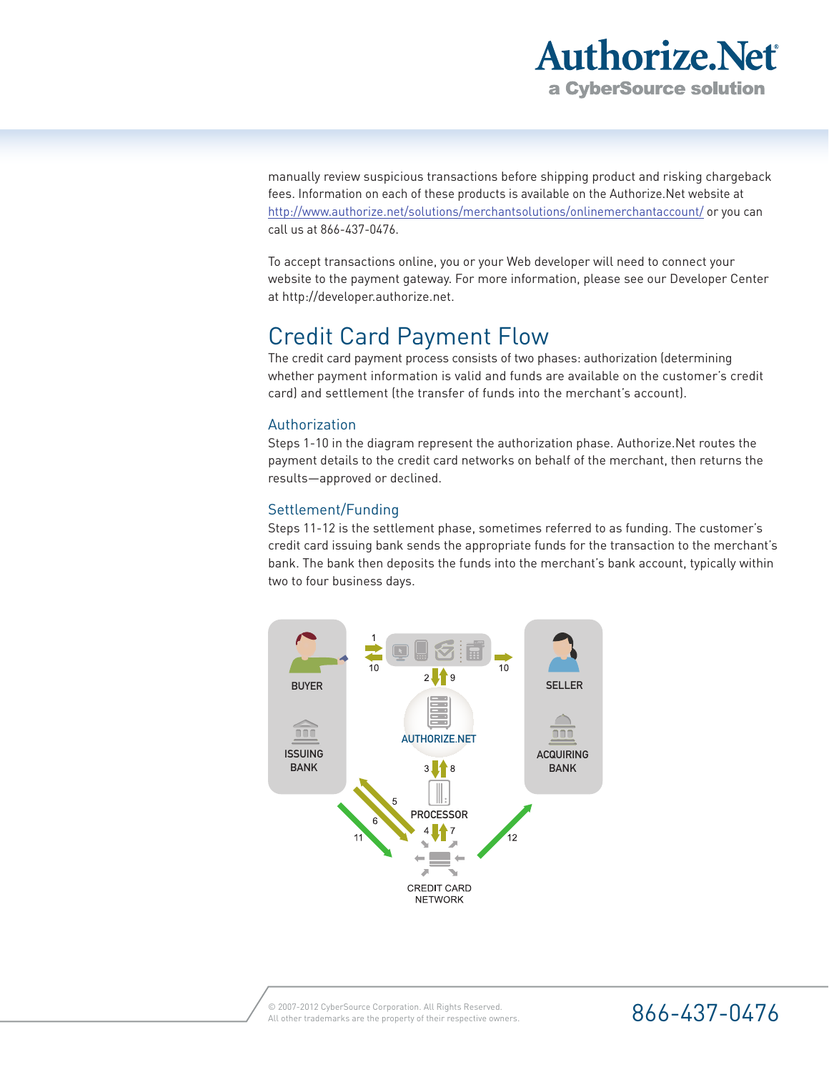manually review suspicious transactions before shipping product and risking chargeback fees. Information on each of these products is available on the Authorize.Net website at http://www.authorize.net/solutions/merchantsolutions/onlinemerchantaccount/ or you can call us at 866-437-0476.

To accept transactions online, you or your Web developer will need to connect your website to the payment gateway. For more information, please see our Developer Center at http://developer.authorize.net.

## Credit Card Payment Flow

The credit card payment process consists of two phases: authorization (determining whether payment information is valid and funds are available on the customer's credit card) and settlement (the transfer of funds into the merchant's account).

### Authorization

Steps 1-10 in the diagram represent the authorization phase. Authorize.Net routes the payment details to the credit card networks on behalf of the merchant, then returns the results—approved or declined.

### Settlement/Funding

Steps 11-12 is the settlement phase, sometimes referred to as funding. The customer's credit card issuing bank sends the appropriate funds for the transaction to the merchant's bank. The bank then deposits the funds into the merchant's bank account, typically within two to four business days.

BUYER

ISSUING BANK

SELLER

ACQUIRING BANK

AUTHORIZE.NET

PROCESSOR

CREDIT CARD NETWORK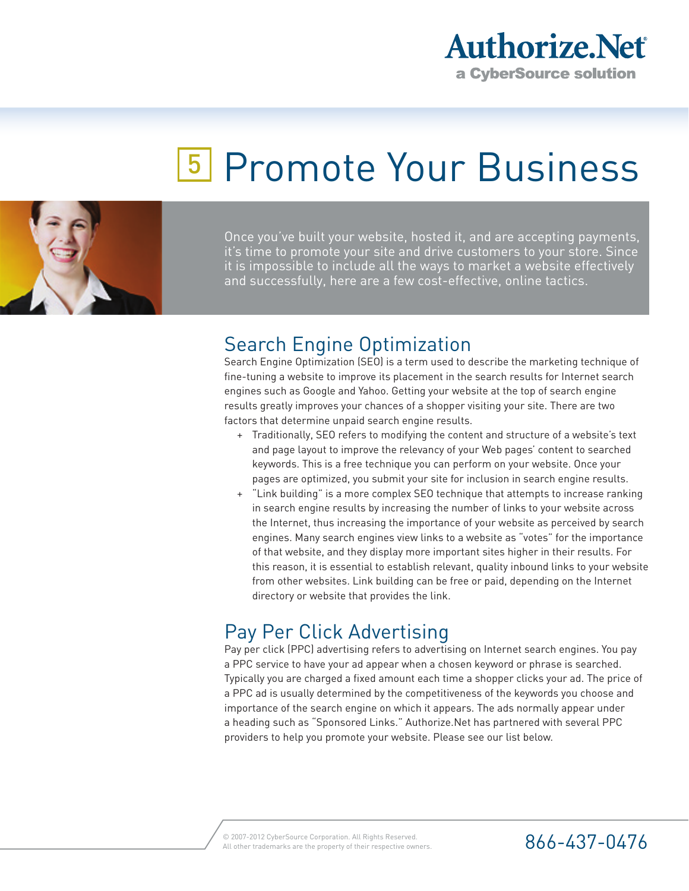# 5 Promote Your Business

Once you've built your website, hosted it, and are accepting payments, it's time to promote your site and drive customers to your store. Since it is impossible to include all the ways to market a website effectively and successfully, here are a few cost-effective, online tactics.

## Search Engine Optimization

Search Engine Optimization (SEO) is a term used to describe the marketing technique of fine-tuning a website to improve its placement in the search results for Internet search engines such as Google and Yahoo. Getting your website at the top of search engine results greatly improves your chances of a shopper visiting your site. There are two factors that determine unpaid search engine results.

+ Traditionally, SEO refers to modifying the content and structure of a website's text and page layout to improve the relevancy of your Web pages' content to searched keywords. This is a free technique you can perform on your website. Once your pages are optimized, you submit your site for inclusion in search engine results.
+ "Link building" is a more complex SEO technique that attempts to increase ranking in search engine results by increasing the number of links to your website across the Internet, thus increasing the importance of your website as perceived by search engines. Many search engines view links to a website as "votes" for the importance of that website, and they display more important sites higher in their results. For this reason, it is essential to establish relevant, quality inbound links to your website from other websites. Link building can be free or paid, depending on the Internet directory or website that provides the link.

## Pay Per Click Advertising

Pay per click (PPC) advertising refers to advertising on Internet search engines. You pay a PPC service to have your ad appear when a chosen keyword or phrase is searched. Typically you are charged a fixed amount each time a shopper clicks your ad. The price of a PPC ad is usually determined by the competitiveness of the keywords you choose and importance of the search engine on which it appears. The ads normally appear under a heading such as "Sponsored Links." Authorize.Net has partnered with several PPC providers to help you promote your website. Please see our list below.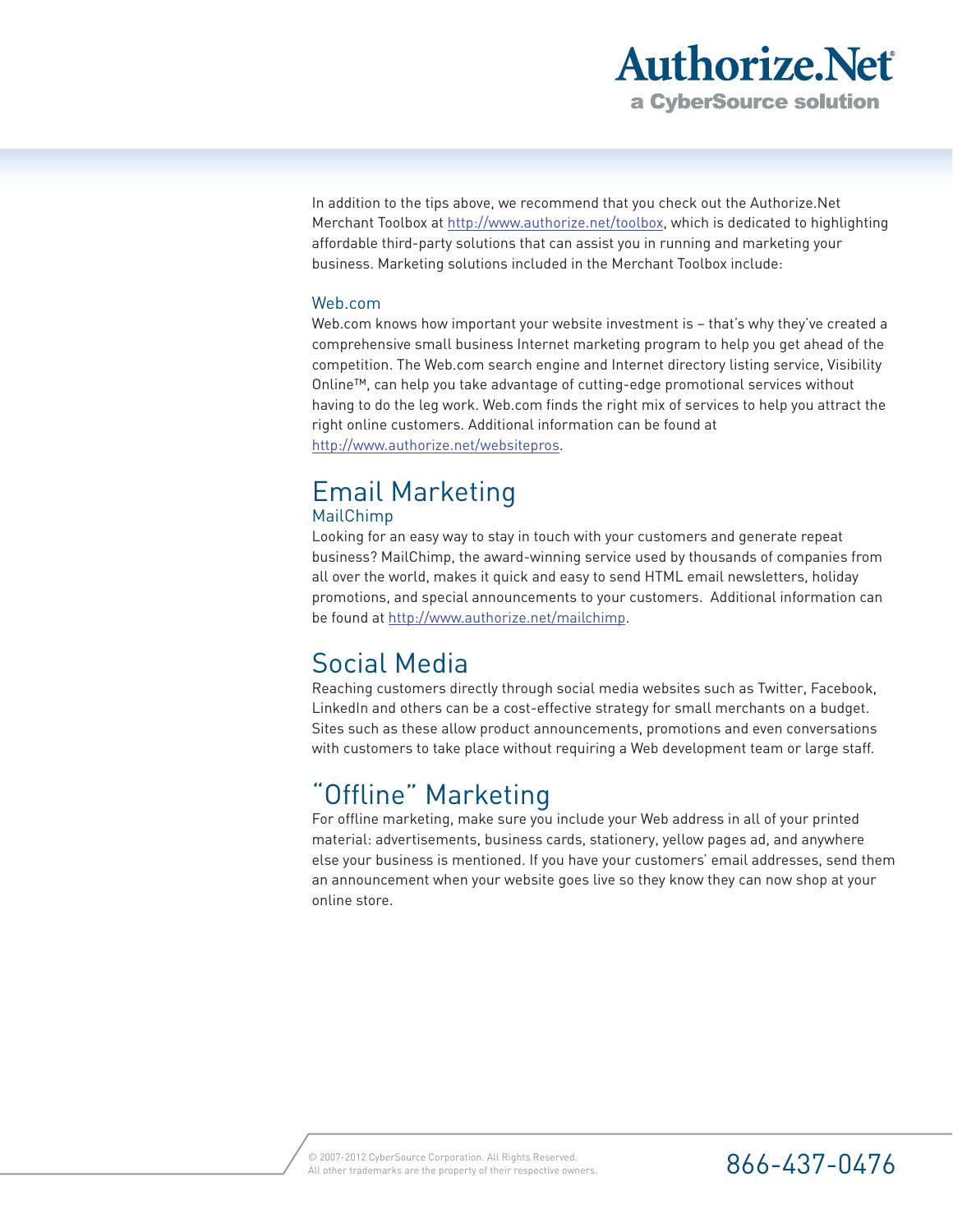In addition to the tips above, we recommend that you check out the Authorize.Net Merchant Toolbox at http://www.authorize.net/toolbox, which is dedicated to highlighting affordable third-party solutions that can assist you in running and marketing your business. Marketing solutions included in the Merchant Toolbox include:

### Web.com

Web.com knows how important your website investment is – that's why they've created a comprehensive small business Internet marketing program to help you get ahead of the competition. The Web.com search engine and Internet directory listing service, Visibility Online™, can help you take advantage of cutting-edge promotional services without having to do the leg work. Web.com finds the right mix of services to help you attract the right online customers. Additional information can be found at http://www.authorize.net/websitepros.

## Email Marketing

### MailChimp

Looking for an easy way to stay in touch with your customers and generate repeat business? MailChimp, the award-winning service used by thousands of companies from all over the world, makes it quick and easy to send HTML email newsletters, holiday promotions, and special announcements to your customers. Additional information can be found at http://www.authorize.net/mailchimp.

## Social Media

Reaching customers directly through social media websites such as Twitter, Facebook, LinkedIn and others can be a cost-effective strategy for small merchants on a budget. Sites such as these allow product announcements, promotions and even conversations with customers to take place without requiring a Web development team or large staff.

## "Offline" Marketing

For offline marketing, make sure you include your Web address in all of your printed material: advertisements, business cards, stationery, yellow pages ad, and anywhere else your business is mentioned. If you have your customers' email addresses, send them an announcement when your website goes live so they know they can now shop at your online store.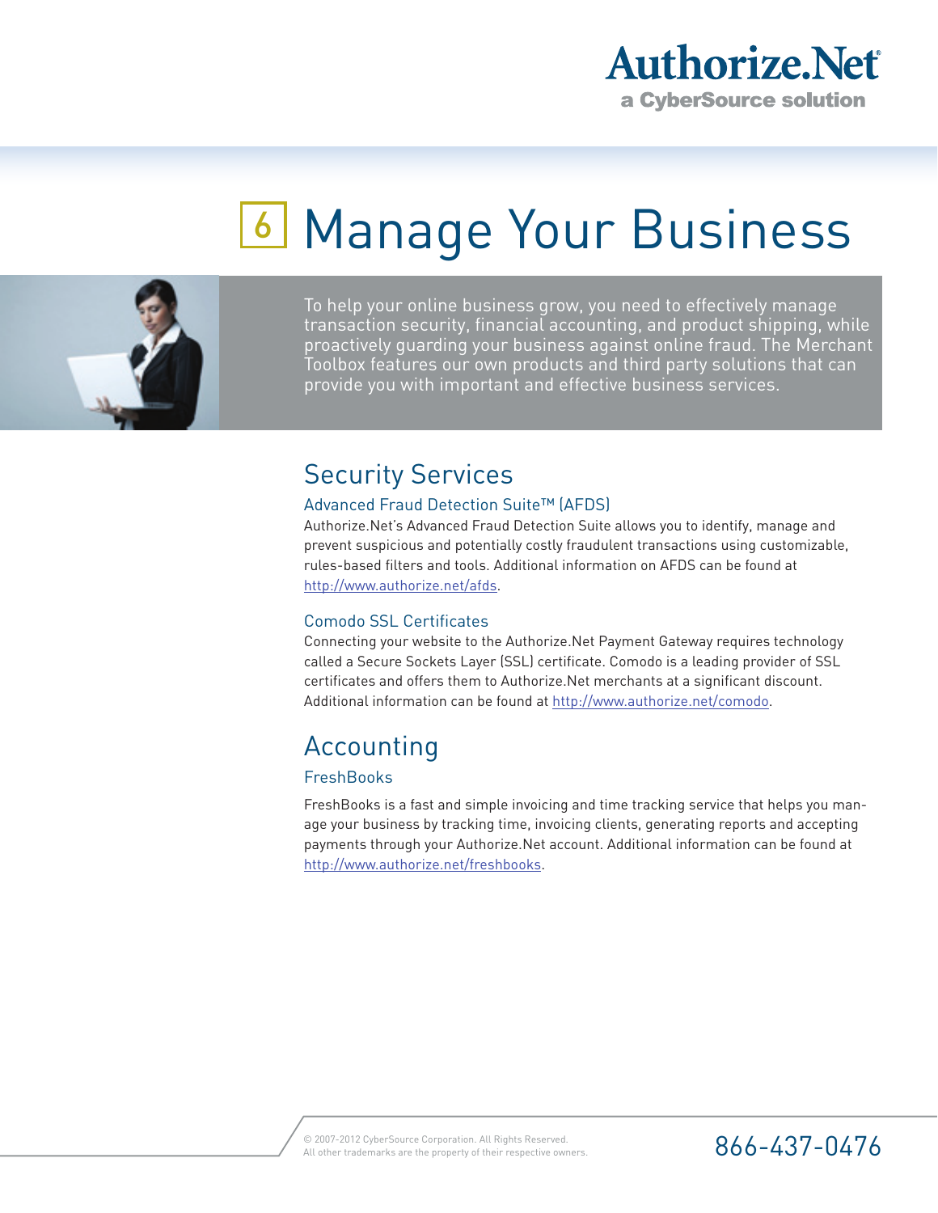# 6 Manage Your Business

To help your online business grow, you need to effectively manage transaction security, financial accounting, and product shipping, while proactively guarding your business against online fraud. The Merchant Toolbox features our own products and third party solutions that can provide you with important and effective business services.

## Security Services

### Advanced Fraud Detection Suite™ (AFDS)

Authorize.Net's Advanced Fraud Detection Suite allows you to identify, manage and prevent suspicious and potentially costly fraudulent transactions using customizable, rules-based filters and tools. Additional information on AFDS can be found at http://www.authorize.net/afds.

### Comodo SSL Certificates

Connecting your website to the Authorize.Net Payment Gateway requires technology called a Secure Sockets Layer (SSL) certificate. Comodo is a leading provider of SSL certificates and offers them to Authorize.Net merchants at a significant discount. Additional information can be found at http://www.authorize.net/comodo.

## Accounting

### FreshBooks

FreshBooks is a fast and simple invoicing and time tracking service that helps you manage your business by tracking time, invoicing clients, generating reports and accepting payments through your Authorize.Net account. Additional information can be found at http://www.authorize.net/freshbooks.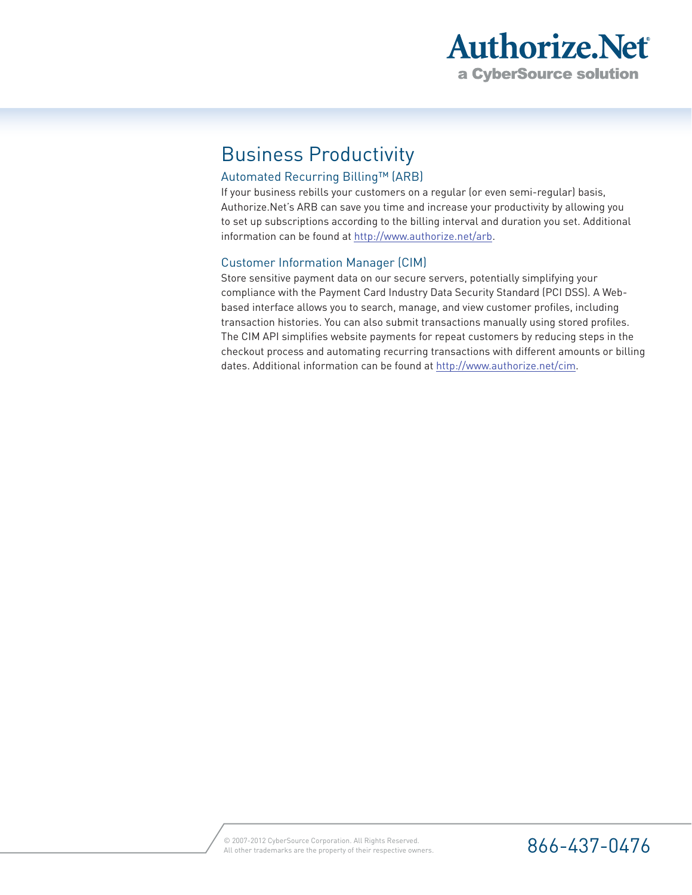# Business Productivity

## Automated Recurring Billing™ (ARB)

If your business rebills your customers on a regular (or even semi-regular) basis, Authorize.Net's ARB can save you time and increase your productivity by allowing you to set up subscriptions according to the billing interval and duration you set. Additional information can be found at http://www.authorize.net/arb.

## Customer Information Manager (CIM)

Store sensitive payment data on our secure servers, potentially simplifying your compliance with the Payment Card Industry Data Security Standard (PCI DSS). A Web-based interface allows you to search, manage, and view customer profiles, including transaction histories. You can also submit transactions manually using stored profiles. The CIM API simplifies website payments for repeat customers by reducing steps in the checkout process and automating recurring transactions with different amounts or billing dates. Additional information can be found at http://www.authorize.net/cim.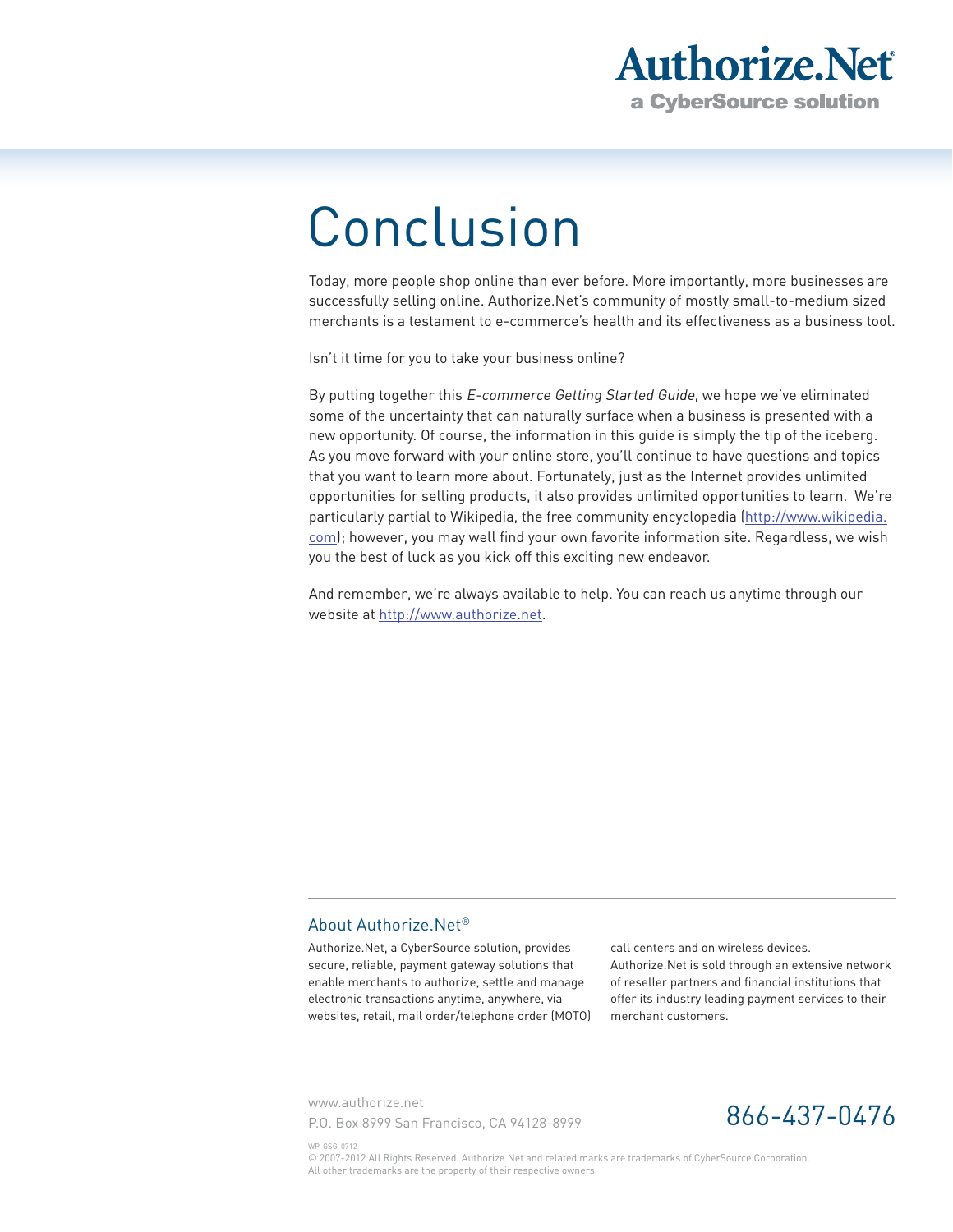Authorize.Net®
a CyberSource solution

# Conclusion

Today, more people shop online than ever before. More importantly, more businesses are successfully selling online. Authorize.Net's community of mostly small-to-medium sized merchants is a testament to e-commerce's health and its effectiveness as a business tool.

Isn't it time for you to take your business online?

By putting together this *E-commerce Getting Started Guide*, we hope we've eliminated some of the uncertainty that can naturally surface when a business is presented with a new opportunity. Of course, the information in this guide is simply the tip of the iceberg. As you move forward with your online store, you'll continue to have questions and topics that you want to learn more about. Fortunately, just as the Internet provides unlimited opportunities for selling products, it also provides unlimited opportunities to learn. We're particularly partial to Wikipedia, the free community encyclopedia (http://www.wikipedia.com); however, you may well find your own favorite information site. Regardless, we wish you the best of luck as you kick off this exciting new endeavor.

And remember, we're always available to help. You can reach us anytime through our website at http://www.authorize.net.

## About Authorize.Net®

Authorize.Net, a CyberSource solution, provides secure, reliable, payment gateway solutions that enable merchants to authorize, settle and manage electronic transactions anytime, anywhere, via websites, retail, mail order/telephone order (MOTO) call centers and on wireless devices. Authorize.Net is sold through an extensive network of reseller partners and financial institutions that offer its industry leading payment services to their merchant customers.

www.authorize.net
P.O. Box 8999 San Francisco, CA 94128-8999

866-437-0476

WP-GSG-0712
© 2007-2012 All Rights Reserved. Authorize.Net and related marks are trademarks of CyberSource Corporation. All other trademarks are the property of their respective owners.